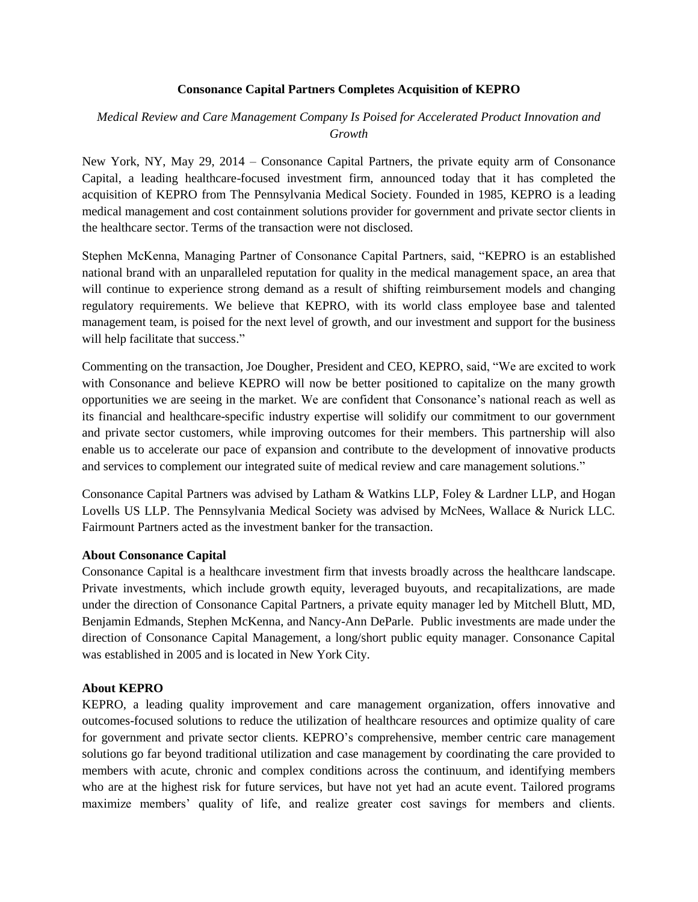# Consonance Capital Partners Completes Acquisition of KEPRO

*Medical Review and Care Management Company Is Poised for Accelerated Product Innovation and Growth*

New York, NY, May 29, 2014 – Consonance Capital Partners, the private equity arm of Consonance Capital, a leading healthcare-focused investment firm, announced today that it has completed the acquisition of KEPRO from The Pennsylvania Medical Society. Founded in 1985, KEPRO is a leading medical management and cost containment solutions provider for government and private sector clients in the healthcare sector. Terms of the transaction were not disclosed.

Stephen McKenna, Managing Partner of Consonance Capital Partners, said, "KEPRO is an established national brand with an unparalleled reputation for quality in the medical management space, an area that will continue to experience strong demand as a result of shifting reimbursement models and changing regulatory requirements. We believe that KEPRO, with its world class employee base and talented management team, is poised for the next level of growth, and our investment and support for the business will help facilitate that success."

Commenting on the transaction, Joe Dougher, President and CEO, KEPRO, said, "We are excited to work with Consonance and believe KEPRO will now be better positioned to capitalize on the many growth opportunities we are seeing in the market. We are confident that Consonance's national reach as well as its financial and healthcare-specific industry expertise will solidify our commitment to our government and private sector customers, while improving outcomes for their members. This partnership will also enable us to accelerate our pace of expansion and contribute to the development of innovative products and services to complement our integrated suite of medical review and care management solutions."

Consonance Capital Partners was advised by Latham & Watkins LLP, Foley & Lardner LLP, and Hogan Lovells US LLP. The Pennsylvania Medical Society was advised by McNees, Wallace & Nurick LLC. Fairmount Partners acted as the investment banker for the transaction.

**About Consonance Capital**

Consonance Capital is a healthcare investment firm that invests broadly across the healthcare landscape. Private investments, which include growth equity, leveraged buyouts, and recapitalizations, are made under the direction of Consonance Capital Partners, a private equity manager led by Mitchell Blutt, MD, Benjamin Edmands, Stephen McKenna, and Nancy-Ann DeParle. Public investments are made under the direction of Consonance Capital Management, a long/short public equity manager. Consonance Capital was established in 2005 and is located in New York City.

**About KEPRO**

KEPRO, a leading quality improvement and care management organization, offers innovative and outcomes-focused solutions to reduce the utilization of healthcare resources and optimize quality of care for government and private sector clients. KEPRO's comprehensive, member centric care management solutions go far beyond traditional utilization and case management by coordinating the care provided to members with acute, chronic and complex conditions across the continuum, and identifying members who are at the highest risk for future services, but have not yet had an acute event. Tailored programs maximize members' quality of life, and realize greater cost savings for members and clients.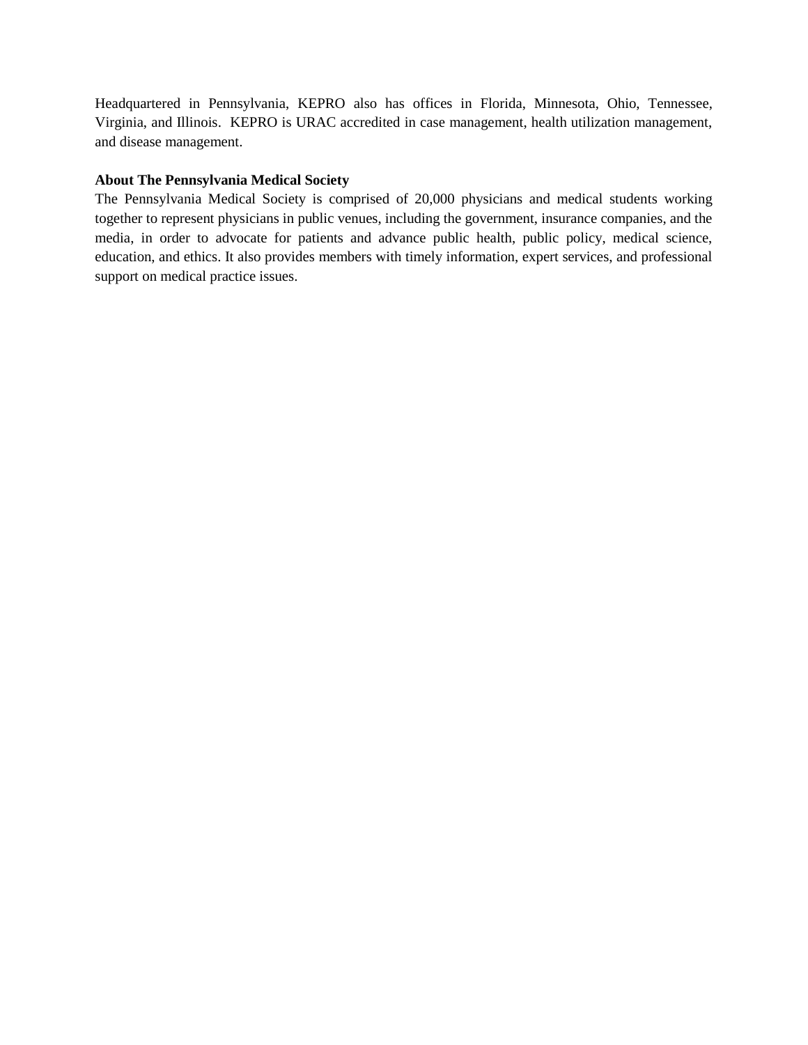Headquartered in Pennsylvania, KEPRO also has offices in Florida, Minnesota, Ohio, Tennessee, Virginia, and Illinois.  KEPRO is URAC accredited in case management, health utilization management, and disease management.

**About The Pennsylvania Medical Society**

The Pennsylvania Medical Society is comprised of 20,000 physicians and medical students working together to represent physicians in public venues, including the government, insurance companies, and the media, in order to advocate for patients and advance public health, public policy, medical science, education, and ethics. It also provides members with timely information, expert services, and professional support on medical practice issues.